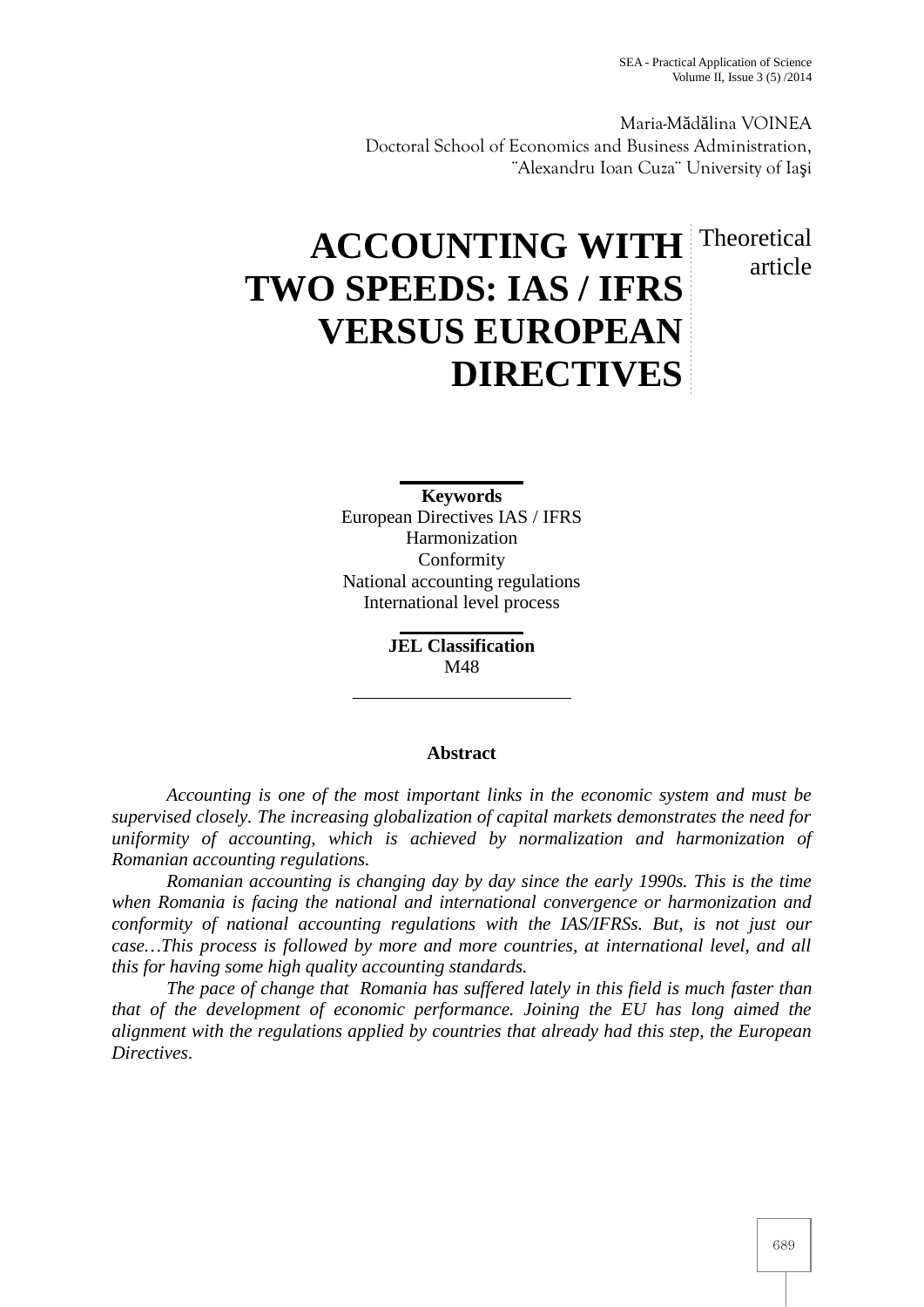Maria-Mădălina VOINEA
Doctoral School of Economics and Business Administration,
¨Alexandru Ioan Cuza¨ University of Iaşi

# ACCOUNTING WITH TWO SPEEDS: IAS / IFRS VERSUS EUROPEAN DIRECTIVES

Theoretical article

**Keywords**
European Directives IAS / IFRS
Harmonization
Conformity
National accounting regulations
International level process

**JEL Classification**
M48

**Abstract**

*Accounting is one of the most important links in the economic system and must be supervised closely. The increasing globalization of capital markets demonstrates the need for uniformity of accounting, which is achieved by normalization and harmonization of Romanian accounting regulations.*

*Romanian accounting is changing day by day since the early 1990s. This is the time when Romania is facing the national and international convergence or harmonization and conformity of national accounting regulations with the IAS/IFRSs. But, is not just our case…This process is followed by more and more countries, at international level, and all this for having some high quality accounting standards.*

*The pace of change that Romania has suffered lately in this field is much faster than that of the development of economic performance. Joining the EU has long aimed the alignment with the regulations applied by countries that already had this step, the European Directives.*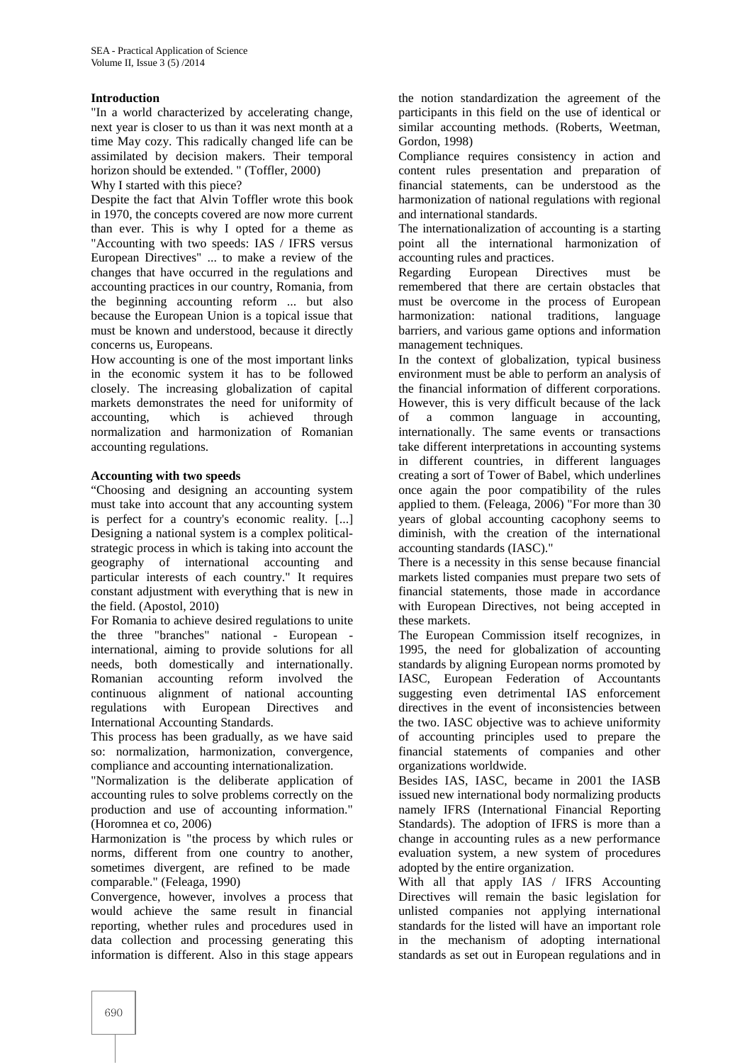## Introduction

"In a world characterized by accelerating change, next year is closer to us than it was next month at a time May cozy. This radically changed life can be assimilated by decision makers. Their temporal horizon should be extended. " (Toffler, 2000)

Why I started with this piece?

Despite the fact that Alvin Toffler wrote this book in 1970, the concepts covered are now more current than ever. This is why I opted for a theme as "Accounting with two speeds: IAS / IFRS versus European Directives" ... to make a review of the changes that have occurred in the regulations and accounting practices in our country, Romania, from the beginning accounting reform ... but also because the European Union is a topical issue that must be known and understood, because it directly concerns us, Europeans.

How accounting is one of the most important links in the economic system it has to be followed closely. The increasing globalization of capital markets demonstrates the need for uniformity of accounting, which is achieved through normalization and harmonization of Romanian accounting regulations.

## Accounting with two speeds

"Choosing and designing an accounting system must take into account that any accounting system is perfect for a country's economic reality. [...] Designing a national system is a complex political-strategic process in which is taking into account the geography of international accounting and particular interests of each country." It requires constant adjustment with everything that is new in the field. (Apostol, 2010)

For Romania to achieve desired regulations to unite the three "branches" national - European - international, aiming to provide solutions for all needs, both domestically and internationally. Romanian accounting reform involved the continuous alignment of national accounting regulations with European Directives and International Accounting Standards.

This process has been gradually, as we have said so: normalization, harmonization, convergence, compliance and accounting internationalization.

"Normalization is the deliberate application of accounting rules to solve problems correctly on the production and use of accounting information." (Horomnea et co, 2006)

Harmonization is "the process by which rules or norms, different from one country to another, sometimes divergent, are refined to be made comparable." (Feleaga, 1990)

Convergence, however, involves a process that would achieve the same result in financial reporting, whether rules and procedures used in data collection and processing generating this information is different. Also in this stage appears the notion standardization the agreement of the participants in this field on the use of identical or similar accounting methods. (Roberts, Weetman, Gordon, 1998)

Compliance requires consistency in action and content rules presentation and preparation of financial statements, can be understood as the harmonization of national regulations with regional and international standards.

The internationalization of accounting is a starting point all the international harmonization of accounting rules and practices.

Regarding European Directives must be remembered that there are certain obstacles that must be overcome in the process of European harmonization: national traditions, language barriers, and various game options and information management techniques.

In the context of globalization, typical business environment must be able to perform an analysis of the financial information of different corporations. However, this is very difficult because of the lack of a common language in accounting, internationally. The same events or transactions take different interpretations in accounting systems in different countries, in different languages creating a sort of Tower of Babel, which underlines once again the poor compatibility of the rules applied to them. (Feleaga, 2006) "For more than 30 years of global accounting cacophony seems to diminish, with the creation of the international accounting standards (IASC)."

There is a necessity in this sense because financial markets listed companies must prepare two sets of financial statements, those made in accordance with European Directives, not being accepted in these markets.

The European Commission itself recognizes, in 1995, the need for globalization of accounting standards by aligning European norms promoted by IASC, European Federation of Accountants suggesting even detrimental IAS enforcement directives in the event of inconsistencies between the two. IASC objective was to achieve uniformity of accounting principles used to prepare the financial statements of companies and other organizations worldwide.

Besides IAS, IASC, became in 2001 the IASB issued new international body normalizing products namely IFRS (International Financial Reporting Standards). The adoption of IFRS is more than a change in accounting rules as a new performance evaluation system, a new system of procedures adopted by the entire organization.

With all that apply IAS / IFRS Accounting Directives will remain the basic legislation for unlisted companies not applying international standards for the listed will have an important role in the mechanism of adopting international standards as set out in European regulations and in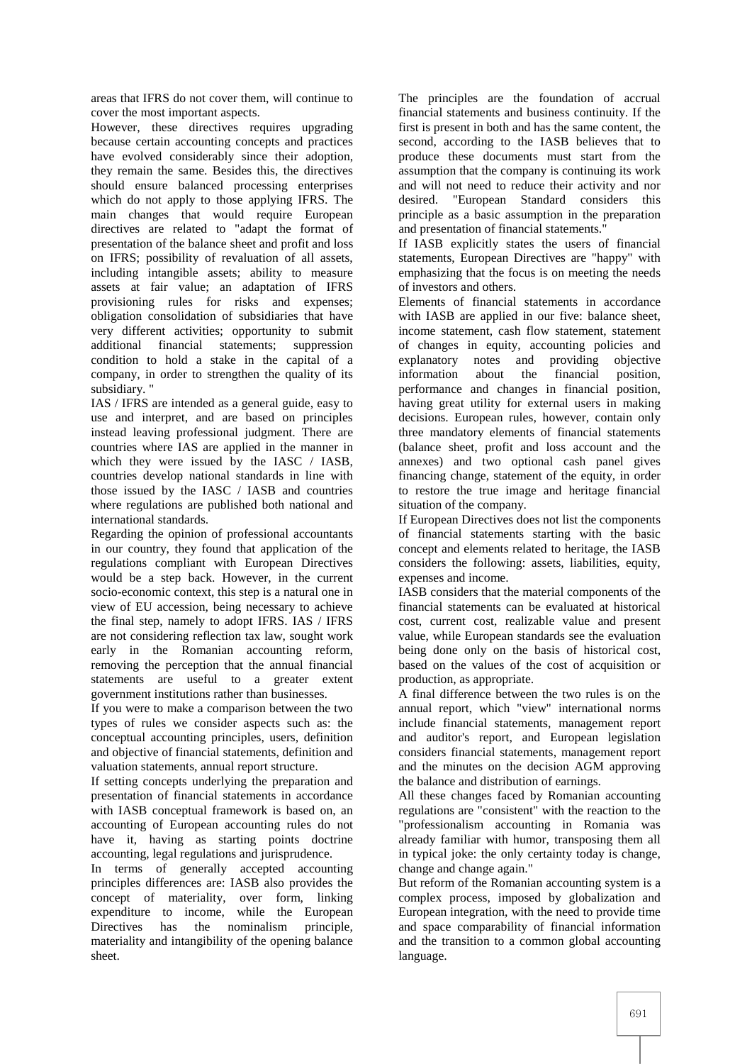areas that IFRS do not cover them, will continue to cover the most important aspects.

However, these directives requires upgrading because certain accounting concepts and practices have evolved considerably since their adoption, they remain the same. Besides this, the directives should ensure balanced processing enterprises which do not apply to those applying IFRS. The main changes that would require European directives are related to "adapt the format of presentation of the balance sheet and profit and loss on IFRS; possibility of revaluation of all assets, including intangible assets; ability to measure assets at fair value; an adaptation of IFRS provisioning rules for risks and expenses; obligation consolidation of subsidiaries that have very different activities; opportunity to submit additional financial statements; suppression condition to hold a stake in the capital of a company, in order to strengthen the quality of its subsidiary. "

IAS / IFRS are intended as a general guide, easy to use and interpret, and are based on principles instead leaving professional judgment. There are countries where IAS are applied in the manner in which they were issued by the IASC / IASB, countries develop national standards in line with those issued by the IASC / IASB and countries where regulations are published both national and international standards.

Regarding the opinion of professional accountants in our country, they found that application of the regulations compliant with European Directives would be a step back. However, in the current socio-economic context, this step is a natural one in view of EU accession, being necessary to achieve the final step, namely to adopt IFRS. IAS / IFRS are not considering reflection tax law, sought work early in the Romanian accounting reform, removing the perception that the annual financial statements are useful to a greater extent government institutions rather than businesses.

If you were to make a comparison between the two types of rules we consider aspects such as: the conceptual accounting principles, users, definition and objective of financial statements, definition and valuation statements, annual report structure.

If setting concepts underlying the preparation and presentation of financial statements in accordance with IASB conceptual framework is based on, an accounting of European accounting rules do not have it, having as starting points doctrine accounting, legal regulations and jurisprudence.

In terms of generally accepted accounting principles differences are: IASB also provides the concept of materiality, over form, linking expenditure to income, while the European Directives has the nominalism principle, materiality and intangibility of the opening balance sheet.

The principles are the foundation of accrual financial statements and business continuity. If the first is present in both and has the same content, the second, according to the IASB believes that to produce these documents must start from the assumption that the company is continuing its work and will not need to reduce their activity and nor desired. "European Standard considers this principle as a basic assumption in the preparation and presentation of financial statements."

If IASB explicitly states the users of financial statements, European Directives are "happy" with emphasizing that the focus is on meeting the needs of investors and others.

Elements of financial statements in accordance with IASB are applied in our five: balance sheet, income statement, cash flow statement, statement of changes in equity, accounting policies and explanatory notes and providing objective information about the financial position, performance and changes in financial position, having great utility for external users in making decisions. European rules, however, contain only three mandatory elements of financial statements (balance sheet, profit and loss account and the annexes) and two optional cash panel gives financing change, statement of the equity, in order to restore the true image and heritage financial situation of the company.

If European Directives does not list the components of financial statements starting with the basic concept and elements related to heritage, the IASB considers the following: assets, liabilities, equity, expenses and income.

IASB considers that the material components of the financial statements can be evaluated at historical cost, current cost, realizable value and present value, while European standards see the evaluation being done only on the basis of historical cost, based on the values of the cost of acquisition or production, as appropriate.

A final difference between the two rules is on the annual report, which "view" international norms include financial statements, management report and auditor's report, and European legislation considers financial statements, management report and the minutes on the decision AGM approving the balance and distribution of earnings.

All these changes faced by Romanian accounting regulations are "consistent" with the reaction to the "professionalism accounting in Romania was already familiar with humor, transposing them all in typical joke: the only certainty today is change, change and change again."

But reform of the Romanian accounting system is a complex process, imposed by globalization and European integration, with the need to provide time and space comparability of financial information and the transition to a common global accounting language.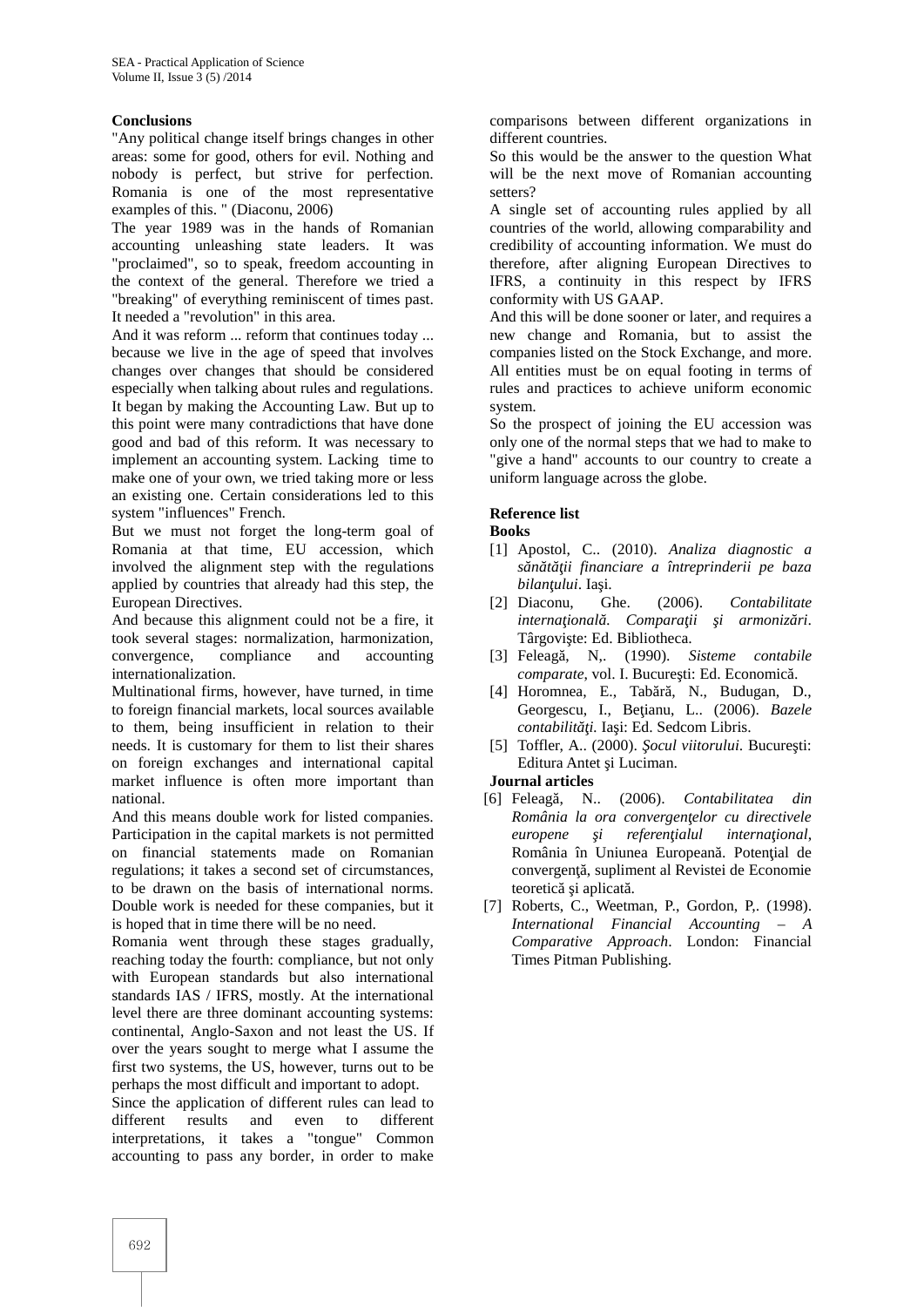**Conclusions**

"Any political change itself brings changes in other areas: some for good, others for evil. Nothing and nobody is perfect, but strive for perfection. Romania is one of the most representative examples of this. " (Diaconu, 2006)

The year 1989 was in the hands of Romanian accounting unleashing state leaders. It was "proclaimed", so to speak, freedom accounting in the context of the general. Therefore we tried a "breaking" of everything reminiscent of times past. It needed a "revolution" in this area.

And it was reform ... reform that continues today ... because we live in the age of speed that involves changes over changes that should be considered especially when talking about rules and regulations. It began by making the Accounting Law. But up to this point were many contradictions that have done good and bad of this reform. It was necessary to implement an accounting system. Lacking time to make one of your own, we tried taking more or less an existing one. Certain considerations led to this system "influences" French.

But we must not forget the long-term goal of Romania at that time, EU accession, which involved the alignment step with the regulations applied by countries that already had this step, the European Directives.

And because this alignment could not be a fire, it took several stages: normalization, harmonization, convergence, compliance and accounting internationalization.

Multinational firms, however, have turned, in time to foreign financial markets, local sources available to them, being insufficient in relation to their needs. It is customary for them to list their shares on foreign exchanges and international capital market influence is often more important than national.

And this means double work for listed companies. Participation in the capital markets is not permitted on financial statements made on Romanian regulations; it takes a second set of circumstances, to be drawn on the basis of international norms. Double work is needed for these companies, but it is hoped that in time there will be no need.

Romania went through these stages gradually, reaching today the fourth: compliance, but not only with European standards but also international standards IAS / IFRS, mostly. At the international level there are three dominant accounting systems: continental, Anglo-Saxon and not least the US. If over the years sought to merge what I assume the first two systems, the US, however, turns out to be perhaps the most difficult and important to adopt.

Since the application of different rules can lead to different results and even to different interpretations, it takes a "tongue" Common accounting to pass any border, in order to make comparisons between different organizations in different countries.

So this would be the answer to the question What will be the next move of Romanian accounting setters?

A single set of accounting rules applied by all countries of the world, allowing comparability and credibility of accounting information. We must do therefore, after aligning European Directives to IFRS, a continuity in this respect by IFRS conformity with US GAAP.

And this will be done sooner or later, and requires a new change and Romania, but to assist the companies listed on the Stock Exchange, and more. All entities must be on equal footing in terms of rules and practices to achieve uniform economic system.

So the prospect of joining the EU accession was only one of the normal steps that we had to make to "give a hand" accounts to our country to create a uniform language across the globe.

**Reference list**

**Books**

[1] Apostol, C.. (2010). *Analiza diagnostic a sănătăţii financiare a întreprinderii pe baza bilanţului*. Iaşi.

[2] Diaconu, Ghe. (2006). *Contabilitate internaţională. Comparaţii şi armonizări*. Târgovişte: Ed. Bibliotheca.

[3] Feleagă, N,. (1990). *Sisteme contabile comparate*, vol. I. Bucureşti: Ed. Economică.

[4] Horomnea, E., Tabără, N., Budugan, D., Georgescu, I., Beţianu, L.. (2006). *Bazele contabilităţi*. Iaşi: Ed. Sedcom Libris.

[5] Toffler, A.. (2000). *Şocul viitorului*. Bucureşti: Editura Antet şi Luciman.

**Journal articles**

[6] Feleagă, N.. (2006). *Contabilitatea din România la ora convergenţelor cu directivele europene şi referenţialul internaţional*, România în Uniunea Europeană. Potenţial de convergenţă, supliment al Revistei de Economie teoretică şi aplicată.

[7] Roberts, C., Weetman, P., Gordon, P,. (1998). *International Financial Accounting – A Comparative Approach*. London: Financial Times Pitman Publishing.